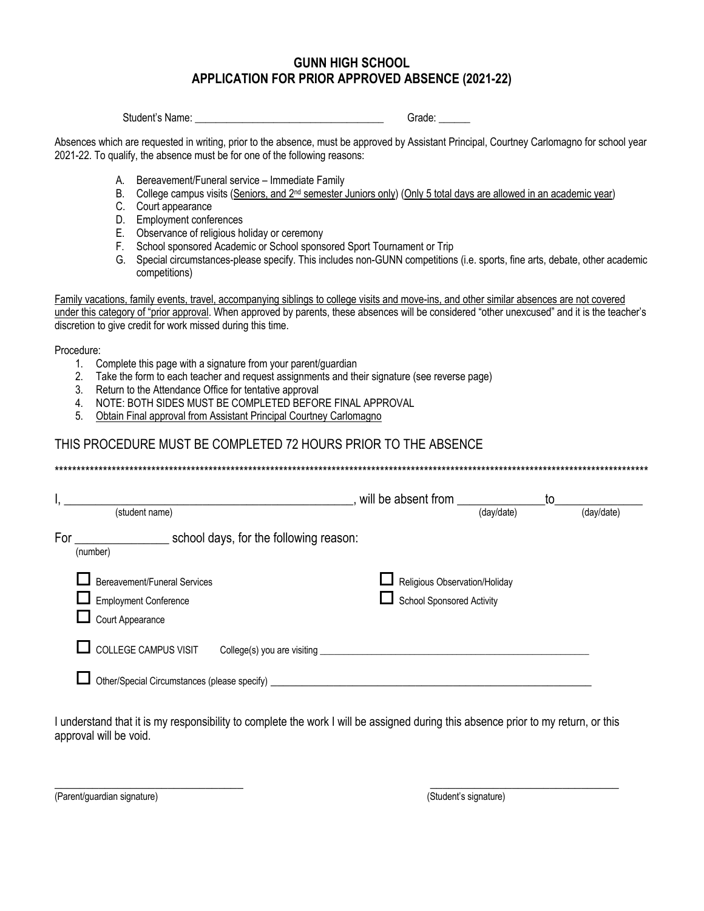# GUNN HIGH SCHOOL
## APPLICATION FOR PRIOR APPROVED ABSENCE (2021-22)

Student's Name: ___________________________________ Grade: ______

Absences which are requested in writing, prior to the absence, must be approved by Assistant Principal, Courtney Carlomagno for school year 2021-22. To qualify, the absence must be for one of the following reasons:

A. Bereavement/Funeral service – Immediate Family
B. College campus visits (Seniors, and 2nd semester Juniors only) (Only 5 total days are allowed in an academic year)
C. Court appearance
D. Employment conferences
E. Observance of religious holiday or ceremony
F. School sponsored Academic or School sponsored Sport Tournament or Trip
G. Special circumstances-please specify. This includes non-GUNN competitions (i.e. sports, fine arts, debate, other academic competitions)

Family vacations, family events, travel, accompanying siblings to college visits and move-ins, and other similar absences are not covered under this category of "prior approval. When approved by parents, these absences will be considered "other unexcused" and it is the teacher's discretion to give credit for work missed during this time.

Procedure:

1. Complete this page with a signature from your parent/guardian
2. Take the form to each teacher and request assignments and their signature (see reverse page)
3. Return to the Attendance Office for tentative approval
4. NOTE: BOTH SIDES MUST BE COMPLETED BEFORE FINAL APPROVAL
5. Obtain Final approval from Assistant Principal Courtney Carlomagno

THIS PROCEDURE MUST BE COMPLETED 72 HOURS PRIOR TO THE ABSENCE

****************************************************************************************************

I, _______________________________________________, will be absent from ______________ to ______________
(student name) (day/date) (day/date)

For _______________ school days, for the following reason:
(number)

☐ Bereavement/Funeral Services

☐ Employment Conference

☐ Court Appearance

☐ Religious Observation/Holiday

☐ School Sponsored Activity

☐ COLLEGE CAMPUS VISIT College(s) you are visiting _______________________________________________

☐ Other/Special Circumstances (please specify) _______________________________________________

I understand that it is my responsibility to complete the work I will be assigned during this absence prior to my return, or this approval will be void.

___________________________________ ___________________________________
(Parent/guardian signature) (Student's signature)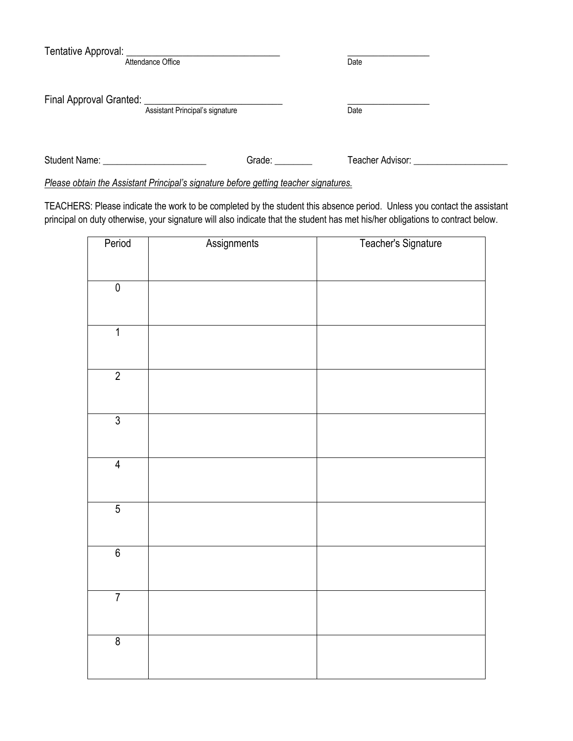Tentative Approval: ______________________________ _________________
Attendance Office Date

Final Approval Granted: ___________________________ _________________
Assistant Principal's signature Date

Student Name: _____________________ Grade: ________ Teacher Advisor: ____________________

*Please obtain the Assistant Principal's signature before getting teacher signatures.*

TEACHERS: Please indicate the work to be completed by the student this absence period. Unless you contact the assistant principal on duty otherwise, your signature will also indicate that the student has met his/her obligations to contract below.

| Period | Assignments | Teacher's Signature |
|---|---|---|
| 0 | | |
| 1 | | |
| 2 | | |
| 3 | | |
| 4 | | |
| 5 | | |
| 6 | | |
| 7 | | |
| 8 | | |